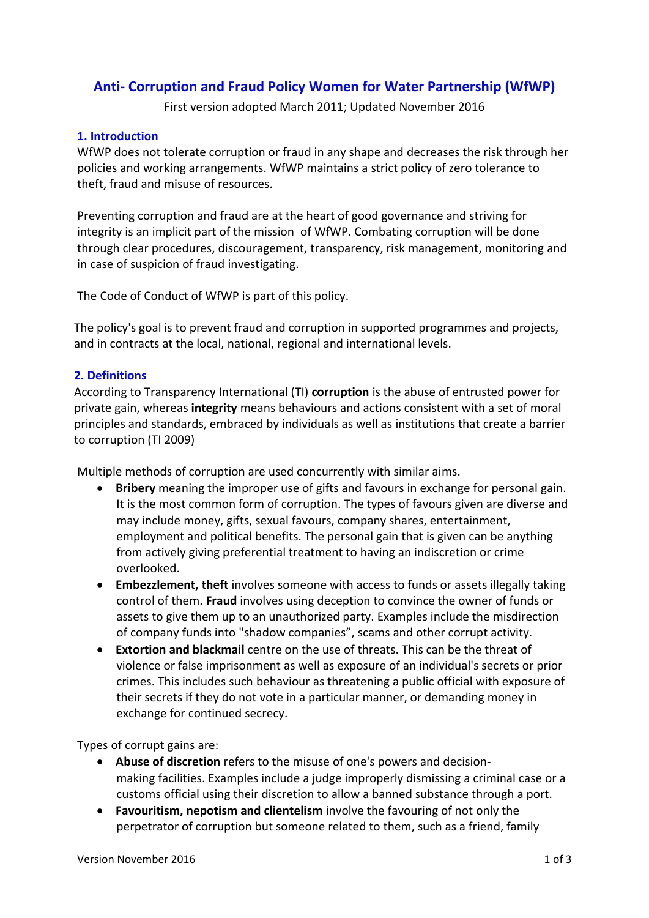# Anti- Corruption and Fraud Policy Women for Water Partnership (WfWP)

First version adopted March 2011; Updated November 2016

## 1. Introduction

WfWP does not tolerate corruption or fraud in any shape and decreases the risk through her policies and working arrangements. WfWP maintains a strict policy of zero tolerance to theft, fraud and misuse of resources.

Preventing corruption and fraud are at the heart of good governance and striving for integrity is an implicit part of the mission of WfWP. Combating corruption will be done through clear procedures, discouragement, transparency, risk management, monitoring and in case of suspicion of fraud investigating.

The Code of Conduct of WfWP is part of this policy.

The policy's goal is to prevent fraud and corruption in supported programmes and projects, and in contracts at the local, national, regional and international levels.

## 2. Definitions

According to Transparency International (TI) **corruption** is the abuse of entrusted power for private gain, whereas **integrity** means behaviours and actions consistent with a set of moral principles and standards, embraced by individuals as well as institutions that create a barrier to corruption (TI 2009)

Multiple methods of corruption are used concurrently with similar aims.

- **Bribery** meaning the improper use of gifts and favours in exchange for personal gain. It is the most common form of corruption. The types of favours given are diverse and may include money, gifts, sexual favours, company shares, entertainment, employment and political benefits. The personal gain that is given can be anything from actively giving preferential treatment to having an indiscretion or crime overlooked.
- **Embezzlement, theft** involves someone with access to funds or assets illegally taking control of them. **Fraud** involves using deception to convince the owner of funds or assets to give them up to an unauthorized party. Examples include the misdirection of company funds into "shadow companies", scams and other corrupt activity.
- **Extortion and blackmail** centre on the use of threats. This can be the threat of violence or false imprisonment as well as exposure of an individual's secrets or prior crimes. This includes such behaviour as threatening a public official with exposure of their secrets if they do not vote in a particular manner, or demanding money in exchange for continued secrecy.

Types of corrupt gains are:

- **Abuse of discretion** refers to the misuse of one's powers and decision-making facilities. Examples include a judge improperly dismissing a criminal case or a customs official using their discretion to allow a banned substance through a port.
- **Favouritism, nepotism and clientelism** involve the favouring of not only the perpetrator of corruption but someone related to them, such as a friend, family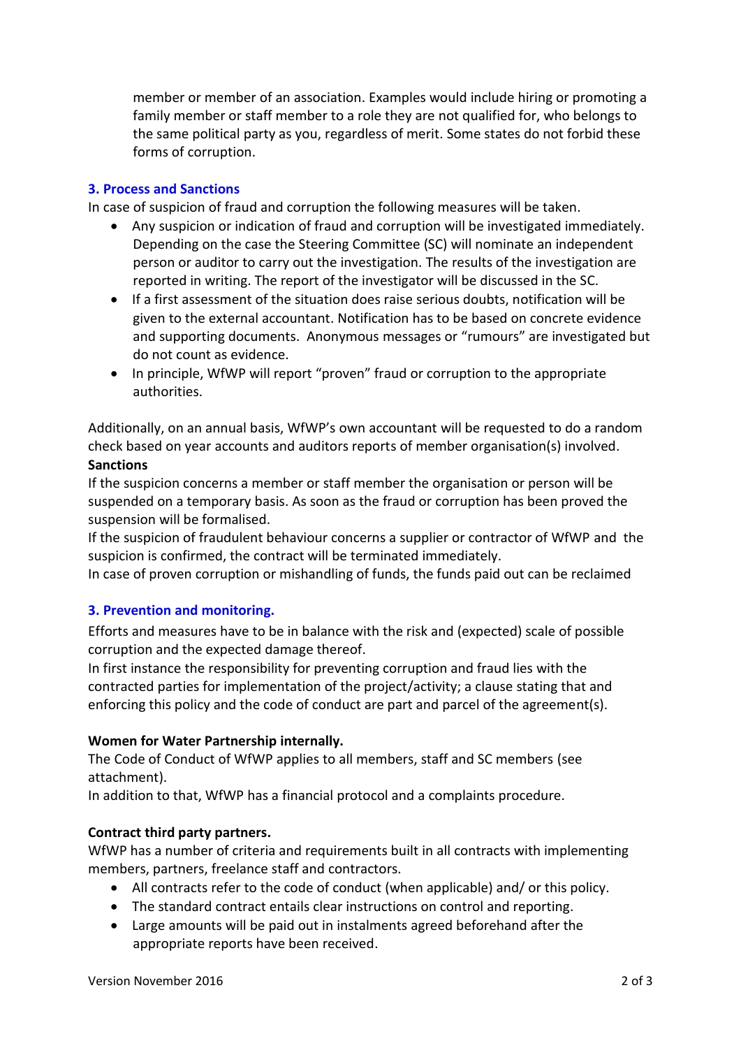member or member of an association. Examples would include hiring or promoting a family member or staff member to a role they are not qualified for, who belongs to the same political party as you, regardless of merit. Some states do not forbid these forms of corruption.

## 3. Process and Sanctions

In case of suspicion of fraud and corruption the following measures will be taken.

- Any suspicion or indication of fraud and corruption will be investigated immediately. Depending on the case the Steering Committee (SC) will nominate an independent person or auditor to carry out the investigation. The results of the investigation are reported in writing. The report of the investigator will be discussed in the SC.
- If a first assessment of the situation does raise serious doubts, notification will be given to the external accountant. Notification has to be based on concrete evidence and supporting documents. Anonymous messages or "rumours" are investigated but do not count as evidence.
- In principle, WfWP will report "proven" fraud or corruption to the appropriate authorities.

Additionally, on an annual basis, WfWP's own accountant will be requested to do a random check based on year accounts and auditors reports of member organisation(s) involved.

**Sanctions**

If the suspicion concerns a member or staff member the organisation or person will be suspended on a temporary basis. As soon as the fraud or corruption has been proved the suspension will be formalised.

If the suspicion of fraudulent behaviour concerns a supplier or contractor of WfWP and the suspicion is confirmed, the contract will be terminated immediately.

In case of proven corruption or mishandling of funds, the funds paid out can be reclaimed

## 3. Prevention and monitoring.

Efforts and measures have to be in balance with the risk and (expected) scale of possible corruption and the expected damage thereof.

In first instance the responsibility for preventing corruption and fraud lies with the contracted parties for implementation of the project/activity; a clause stating that and enforcing this policy and the code of conduct are part and parcel of the agreement(s).

**Women for Water Partnership internally.**

The Code of Conduct of WfWP applies to all members, staff and SC members (see attachment).

In addition to that, WfWP has a financial protocol and a complaints procedure.

**Contract third party partners.**

WfWP has a number of criteria and requirements built in all contracts with implementing members, partners, freelance staff and contractors.

- All contracts refer to the code of conduct (when applicable) and/ or this policy.
- The standard contract entails clear instructions on control and reporting.
- Large amounts will be paid out in instalments agreed beforehand after the appropriate reports have been received.

Version November 2016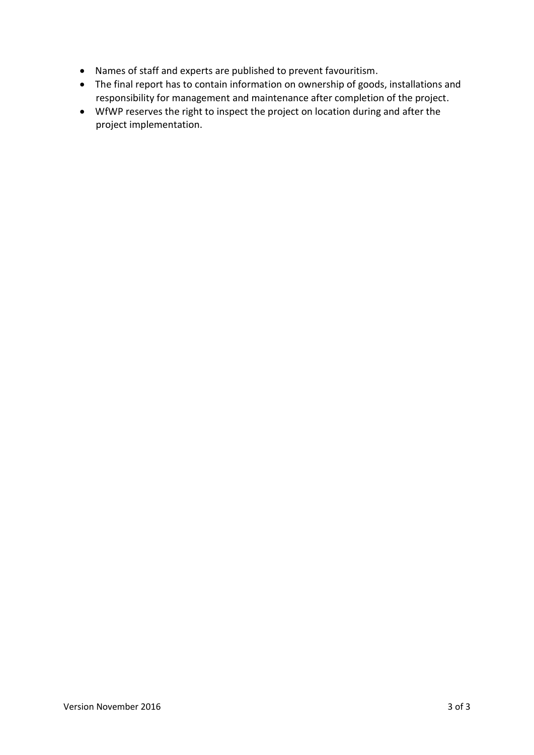- Names of staff and experts are published to prevent favouritism.
- The final report has to contain information on ownership of goods, installations and responsibility for management and maintenance after completion of the project.
- WfWP reserves the right to inspect the project on location during and after the project implementation.